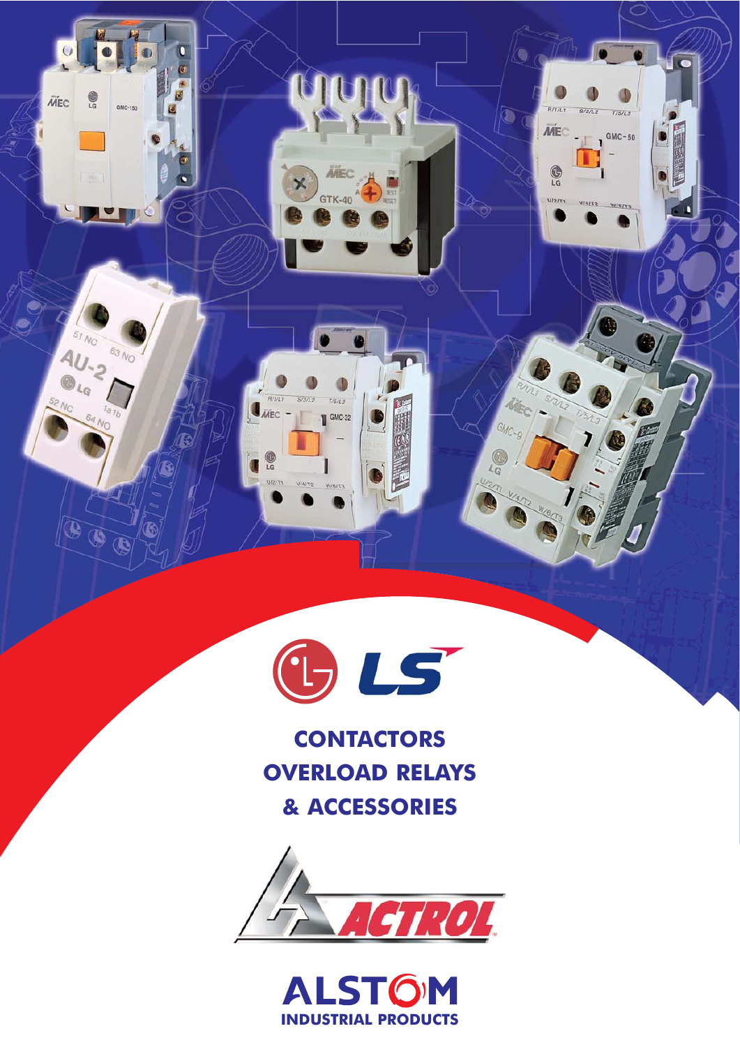# CONTACTORS OVERLOAD RELAYS & ACCESSORIES

ACTROL

ALSTOM INDUSTRIAL PRODUCTS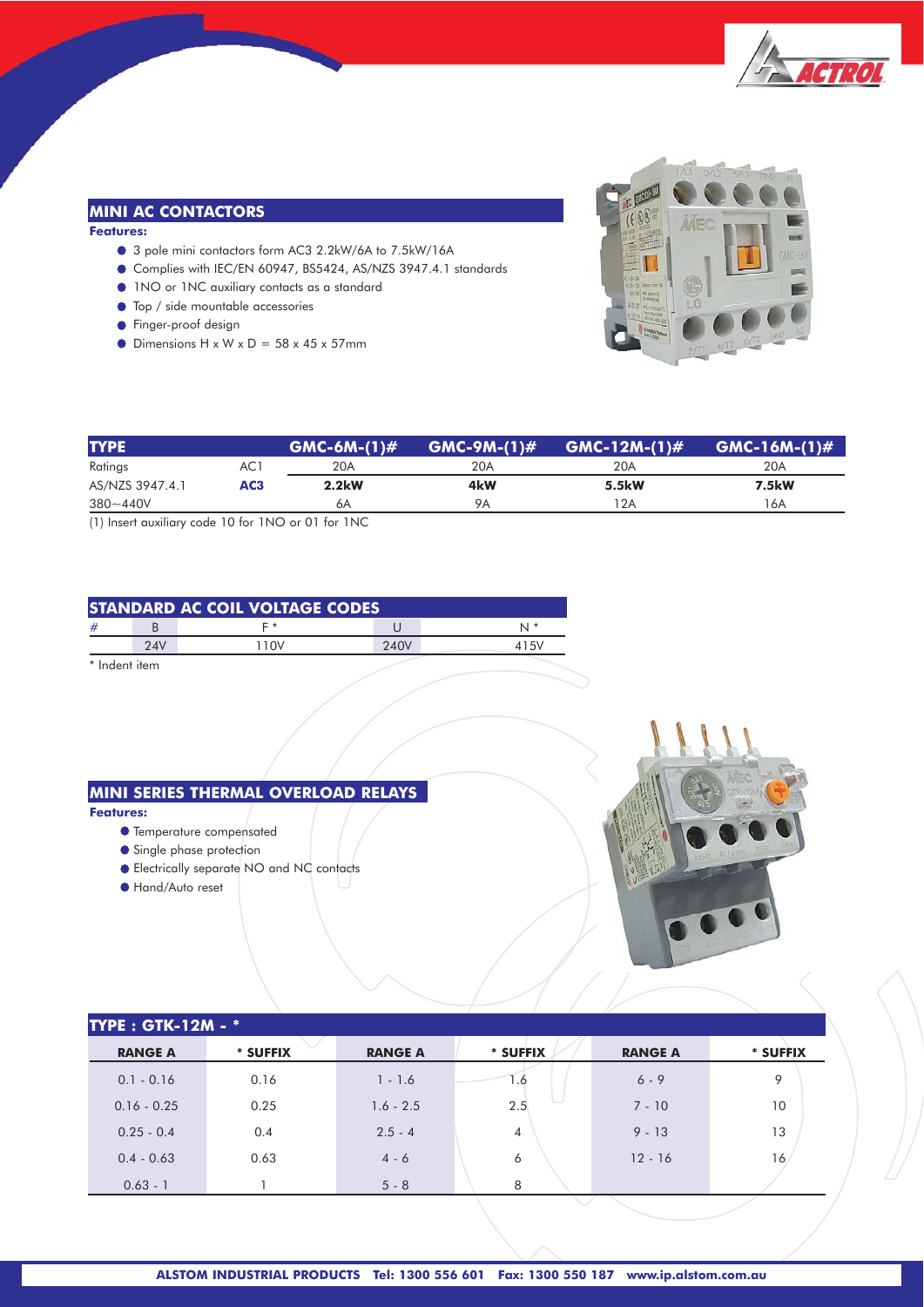## MINI AC CONTACTORS

**Features:**

- 3 pole mini contactors form AC3 2.2kW/6A to 7.5kW/16A
- Complies with IEC/EN 60947, BS5424, AS/NZS 3947.4.1 standards
- 1NO or 1NC auxiliary contacts as a standard
- Top / side mountable accessories
- Finger-proof design
- Dimensions H x W x D = 58 x 45 x 57mm

| TYPE | | GMC-6M-(1)# | GMC-9M-(1)# | GMC-12M-(1)# | GMC-16M-(1)# |
|---|---|---|---|---|---|
| Ratings | AC1 | 20A | 20A | 20A | 20A |
| AS/NZS 3947.4.1 | **AC3** | **2.2kW** | **4kW** | **5.5kW** | **7.5kW** |
| 380~440V | | 6A | 9A | 12A | 16A |

(1) Insert auxiliary code 10 for 1NO or 01 for 1NC

| STANDARD AC COIL VOLTAGE CODES | | | | |
|---|---|---|---|---|
| # | B | F * | U | N * |
| | 24V | 110V | 240V | 415V |

* Indent item

## MINI SERIES THERMAL OVERLOAD RELAYS

**Features:**

- Temperature compensated
- Single phase protection
- Electrically separate NO and NC contacts
- Hand/Auto reset

| TYPE : GTK-12M - * | | | | | |
|---|---|---|---|---|---|
| **RANGE A** | *** SUFFIX** | **RANGE A** | *** SUFFIX** | **RANGE A** | *** SUFFIX** |
| 0.1 - 0.16 | 0.16 | 1 - 1.6 | 1.6 | 6 - 9 | 9 |
| 0.16 - 0.25 | 0.25 | 1.6 - 2.5 | 2.5 | 7 - 10 | 10 |
| 0.25 - 0.4 | 0.4 | 2.5 - 4 | 4 | 9 - 13 | 13 |
| 0.4 - 0.63 | 0.63 | 4 - 6 | 6 | 12 - 16 | 16 |
| 0.63 - 1 | 1 | 5 - 8 | 8 | | |

**ALSTOM INDUSTRIAL PRODUCTS Tel: 1300 556 601 Fax: 1300 550 187 www.ip.alstom.com.au**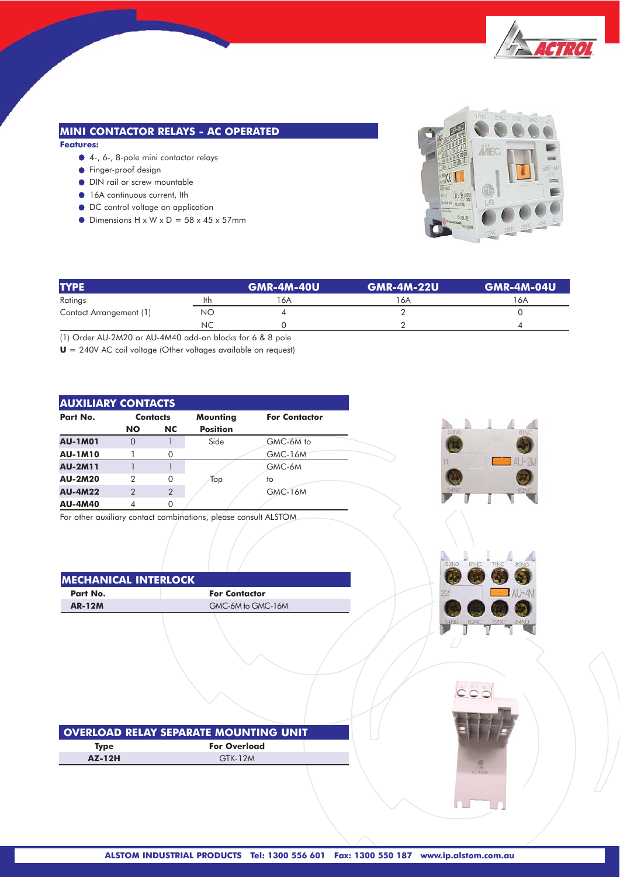## MINI CONTACTOR RELAYS - AC OPERATED

**Features:**

- 4-, 6-, 8-pole mini contactor relays
- Finger-proof design
- DIN rail or screw mountable
- 16A continuous current, Ith
- DC control voltage on application
- Dimensions H x W x D = 58 x 45 x 57mm

| TYPE | | GMR-4M-40U | GMR-4M-22U | GMR-4M-04U |
|---|---|---|---|---|
| Ratings | Ith | 16A | 16A | 16A |
| Contact Arrangement (1) | NO | 4 | 2 | 0 |
| | NC | 0 | 2 | 4 |

(1) Order AU-2M20 or AU-4M40 add-on blocks for 6 & 8 pole

**U** = 240V AC coil voltage (Other voltages available on request)

## AUXILIARY CONTACTS

| Part No. | Contacts | | Mounting | For Contactor |
|---|---|---|---|---|
| | NO | NC | Position | |
| **AU-1M01** | 0 | 1 | Side | GMC-6M to |
| **AU-1M10** | 1 | 0 | | GMC-16M |
| **AU-2M11** | 1 | 1 | | GMC-6M |
| **AU-2M20** | 2 | 0 | Top | to |
| **AU-4M22** | 2 | 2 | | GMC-16M |
| **AU-4M40** | 4 | 0 | | |

For other auxiliary contact combinations, please consult ALSTOM

## MECHANICAL INTERLOCK

| Part No. | For Contactor |
|---|---|
| **AR-12M** | GMC-6M to GMC-16M |

## OVERLOAD RELAY SEPARATE MOUNTING UNIT

| Type | For Overload |
|---|---|
| **AZ-12H** | GTK-12M |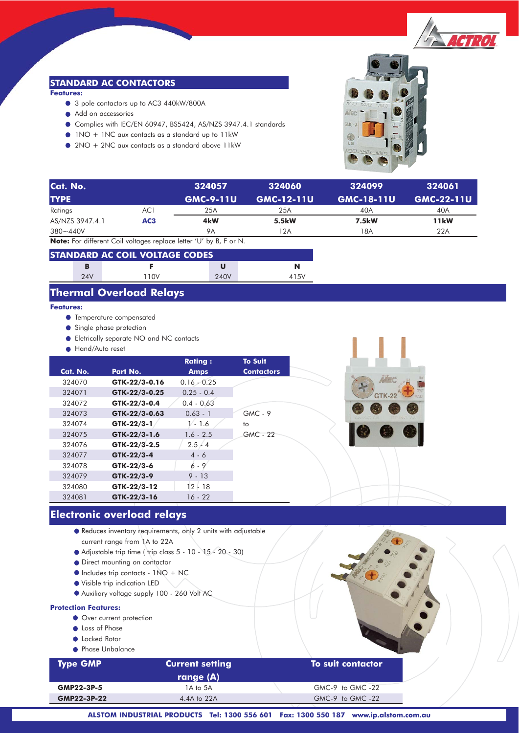## STANDARD AC CONTACTORS

**Features:**

- 3 pole contactors up to AC3 440kW/800A
- Add on accessories
- Complies with IEC/EN 60947, BS5424, AS/NZS 3947.4.1 standards
- 1NO + 1NC aux contacts as a standard up to 11kW
- 2NO + 2NC aux contacts as a standard above 11kW

| Cat. No. | | 324057 | 324060 | 324099 | 324061 |
|---|---|---|---|---|---|
| **TYPE** | | **GMC-9-11U** | **GMC-12-11U** | **GMC-18-11U** | **GMC-22-11U** |
| Ratings | AC1 | 25A | 25A | 40A | 40A |
| AS/NZS 3947.4.1 | **AC3** | **4kW** | **5.5kW** | **7.5kW** | **11kW** |
| 380~440V | | 9A | 12A | 18A | 22A |

**Note:** For different Coil voltages replace letter 'U' by B, F or N.

**STANDARD AC COIL VOLTAGE CODES**

| B | F | U | N |
|---|---|---|---|
| 24V | 110V | 240V | 415V |

## Thermal Overload Relays

**Features:**

- Temperature compensated
- Single phase protection
- Eletrically separate NO and NC contacts
- Hand/Auto reset

| Cat. No. | Part No. | Rating : Amps | To Suit Contactors |
|---|---|---|---|
| 324070 | **GTK-22/3-0.16** | 0.16 - 0.25 | |
| 324071 | **GTK-22/3-0.25** | 0.25 - 0.4 | |
| 324072 | **GTK-22/3-0.4** | 0.4 - 0.63 | |
| 324073 | **GTK-22/3-0.63** | 0.63 - 1 | GMC - 9 |
| 324074 | **GTK-22/3-1** | 1 - 1.6 | to |
| 324075 | **GTK-22/3-1.6** | 1.6 - 2.5 | GMC - 22 |
| 324076 | **GTK-22/3-2.5** | 2.5 - 4 | |
| 324077 | **GTK-22/3-4** | 4 - 6 | |
| 324078 | **GTK-22/3-6** | 6 - 9 | |
| 324079 | **GTK-22/3-9** | 9 - 13 | |
| 324080 | **GTK-22/3-12** | 12 - 18 | |
| 324081 | **GTK-22/3-16** | 16 - 22 | |

## Electronic overload relays

- Reduces inventory requirements, only 2 units with adjustable current range from 1A to 22A
- Adjustable trip time ( trip class 5 - 10 - 15 - 20 - 30)
- Direct mounting on contactor
- Includes trip contacts - 1NO + NC
- Visible trip indication LED
- Auxiliary voltage supply 100 - 260 Volt AC

**Protection Features:**

- Over current protection
- Loss of Phase
- Locked Rotor
- Phase Unbalance

| Type GMP | Current setting range (A) | To suit contactor |
|---|---|---|
| **GMP22-3P-5** | 1A to 5A | GMC-9 to GMC -22 |
| **GMP22-3P-22** | 4.4A to 22A | GMC-9 to GMC -22 |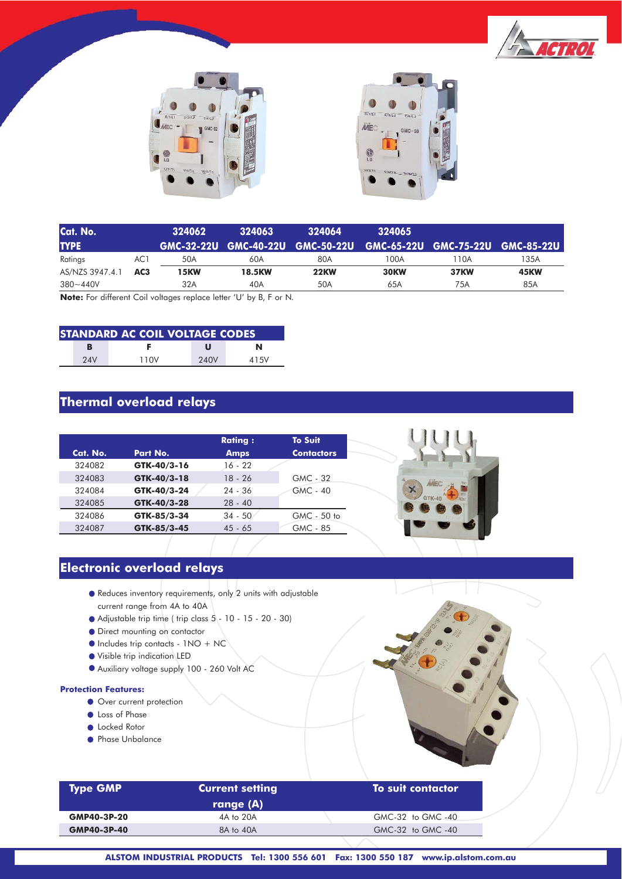| Cat. No. | | 324062 | 324063 | 324064 | 324065 | | |
|---|---|---|---|---|---|---|---|
| **TYPE** | | GMC-32-22U | GMC-40-22U | GMC-50-22U | GMC-65-22U | GMC-75-22U | GMC-85-22U |
| Ratings | AC1 | 50A | 60A | 80A | 100A | 110A | 135A |
| AS/NZS 3947.4.1 | **AC3** | **15KW** | **18.5KW** | **22KW** | **30KW** | **37KW** | **45KW** |
| 380~440V | | 32A | 40A | 50A | 65A | 75A | 85A |

**Note:** For different Coil voltages replace letter 'U' by B, F or N.

| STANDARD AC COIL VOLTAGE CODES | | | |
|---|---|---|---|
| **B** | **F** | **U** | **N** |
| 24V | 110V | 240V | 415V |

## Thermal overload relays

| Cat. No. | Part No. | Rating : Amps | To Suit Contactors |
|---|---|---|---|
| 324082 | **GTK-40/3-16** | 16 - 22 | |
| 324083 | **GTK-40/3-18** | 18 - 26 | GMC - 32 |
| 324084 | **GTK-40/3-24** | 24 - 36 | GMC - 40 |
| 324085 | **GTK-40/3-28** | 28 - 40 | |
| 324086 | **GTK-85/3-34** | 34 - 50 | GMC - 50 to |
| 324087 | **GTK-85/3-45** | 45 - 65 | GMC - 85 |

## Electronic overload relays

- Reduces inventory requirements, only 2 units with adjustable current range from 4A to 40A
- Adjustable trip time ( trip class 5 - 10 - 15 - 20 - 30)
- Direct mounting on contactor
- Includes trip contacts - 1NO + NC
- Visible trip indication LED
- Auxiliary voltage supply 100 - 260 Volt AC

**Protection Features:**

- Over current protection
- Loss of Phase
- Locked Rotor
- Phase Unbalance

| Type GMP | Current setting range (A) | To suit contactor |
|---|---|---|
| **GMP40-3P-20** | 4A to 20A | GMC-32 to GMC -40 |
| **GMP40-3P-40** | 8A to 40A | GMC-32 to GMC -40 |

**ALSTOM INDUSTRIAL PRODUCTS Tel: 1300 556 601 Fax: 1300 550 187 www.ip.alstom.com.au**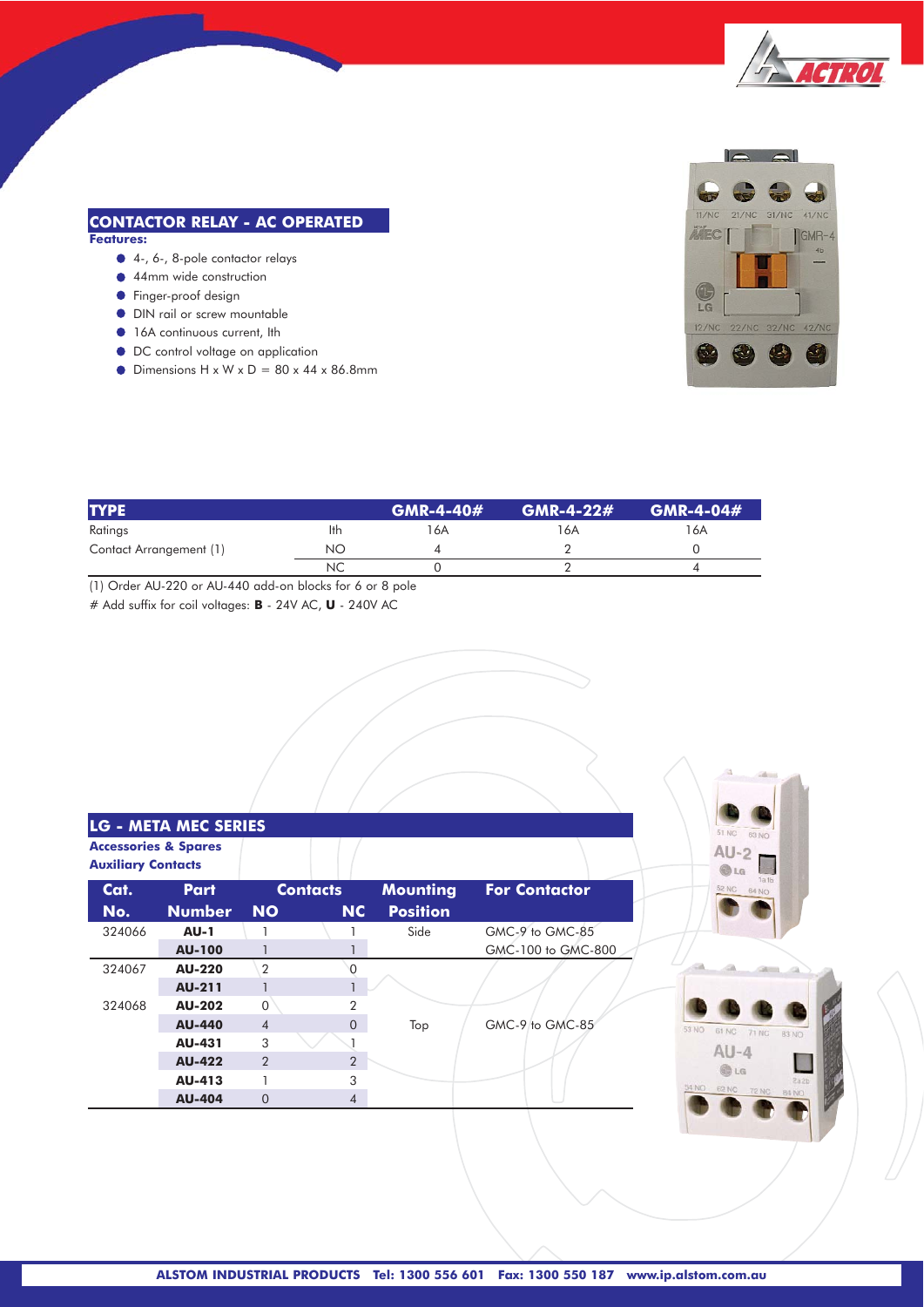## CONTACTOR RELAY - AC OPERATED

**Features:**

- 4-, 6-, 8-pole contactor relays
- 44mm wide construction
- Finger-proof design
- DIN rail or screw mountable
- 16A continuous current, Ith
- DC control voltage on application
- Dimensions H x W x D = 80 x 44 x 86.8mm

| TYPE | | GMR-4-40# | GMR-4-22# | GMR-4-04# |
|---|---|---|---|---|
| Ratings | Ith | 16A | 16A | 16A |
| Contact Arrangement (1) | NO | 4 | 2 | 0 |
| | NC | 0 | 2 | 4 |

(1) Order AU-220 or AU-440 add-on blocks for 6 or 8 pole

# Add suffix for coil voltages: **B** - 24V AC, **U** - 240V AC

## LG - META MEC SERIES

**Accessories & Spares**

**Auxiliary Contacts**

| Cat. No. | Part Number | Contacts NO | Contacts NC | Mounting Position | For Contactor |
|---|---|---|---|---|---|
| 324066 | **AU-1** | 1 | 1 | Side | GMC-9 to GMC-85 |
| | **AU-100** | 1 | 1 | | GMC-100 to GMC-800 |
| 324067 | **AU-220** | 2 | 0 | | |
| | **AU-211** | 1 | 1 | | |
| 324068 | **AU-202** | 0 | 2 | | |
| | **AU-440** | 4 | 0 | Top | GMC-9 to GMC-85 |
| | **AU-431** | 3 | 1 | | |
| | **AU-422** | 2 | 2 | | |
| | **AU-413** | 1 | 3 | | |
| | **AU-404** | 0 | 4 | | |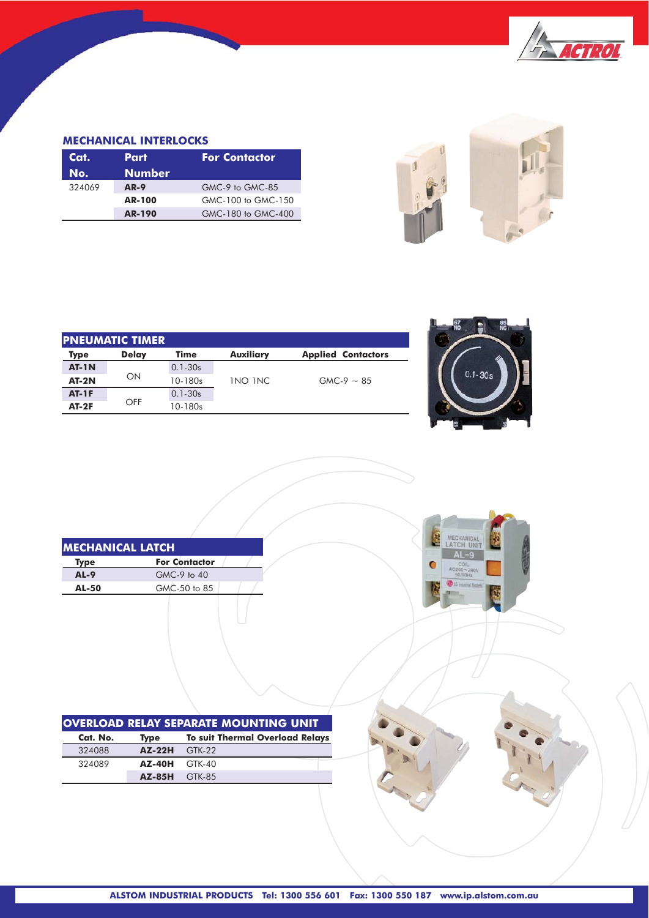## MECHANICAL INTERLOCKS

| Cat. No. | Part Number | For Contactor |
|---|---|---|
| 324069 | AR-9 | GMC-9 to GMC-85 |
| | AR-100 | GMC-100 to GMC-150 |
| | AR-190 | GMC-180 to GMC-400 |

## PNEUMATIC TIMER

| Type | Delay | Time | Auxiliary | Applied Contactors |
|---|---|---|---|---|
| AT-1N | ON | 0.1-30s | 1NO 1NC | GMC-9 ~ 85 |
| AT-2N | | 10-180s | | |
| AT-1F | OFF | 0.1-30s | | |
| AT-2F | | 10-180s | | |

## MECHANICAL LATCH

| Type | For Contactor |
|---|---|
| AL-9 | GMC-9 to 40 |
| AL-50 | GMC-50 to 85 |

## OVERLOAD RELAY SEPARATE MOUNTING UNIT

| Cat. No. | Type | To suit Thermal Overload Relays |
|---|---|---|
| 324088 | AZ-22H | GTK-22 |
| 324089 | AZ-40H | GTK-40 |
| | AZ-85H | GTK-85 |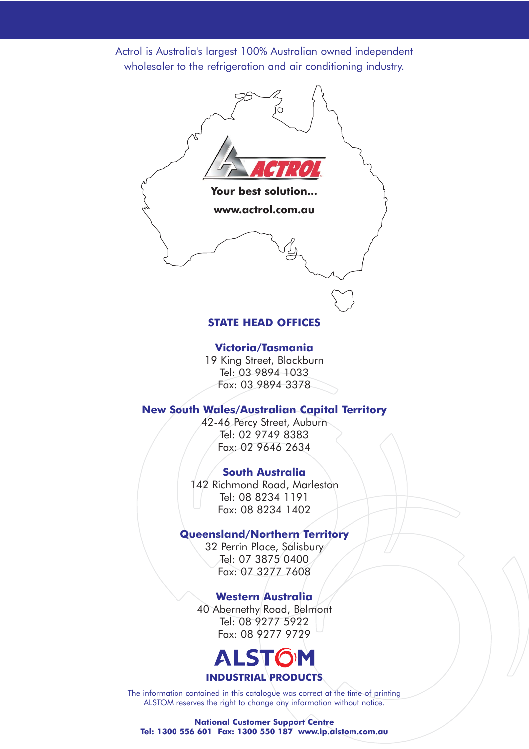Actrol is Australia's largest 100% Australian owned independent wholesaler to the refrigeration and air conditioning industry.

ACTROL

**Your best solution...**

**www.actrol.com.au**

## STATE HEAD OFFICES

### Victoria/Tasmania

19 King Street, Blackburn
Tel: 03 9894 1033
Fax: 03 9894 3378

### New South Wales/Australian Capital Territory

42-46 Percy Street, Auburn
Tel: 02 9749 8383
Fax: 02 9646 2634

### South Australia

142 Richmond Road, Marleston
Tel: 08 8234 1191
Fax: 08 8234 1402

### Queensland/Northern Territory

32 Perrin Place, Salisbury
Tel: 07 3875 0400
Fax: 07 3277 7608

### Western Australia

40 Abernethy Road, Belmont
Tel: 08 9277 5922
Fax: 08 9277 9729

**ALSTOM**

**INDUSTRIAL PRODUCTS**

The information contained in this catalogue was correct at the time of printing
ALSTOM reserves the right to change any information without notice.

**National Customer Support Centre**
**Tel: 1300 556 601 Fax: 1300 550 187 www.ip.alstom.com.au**